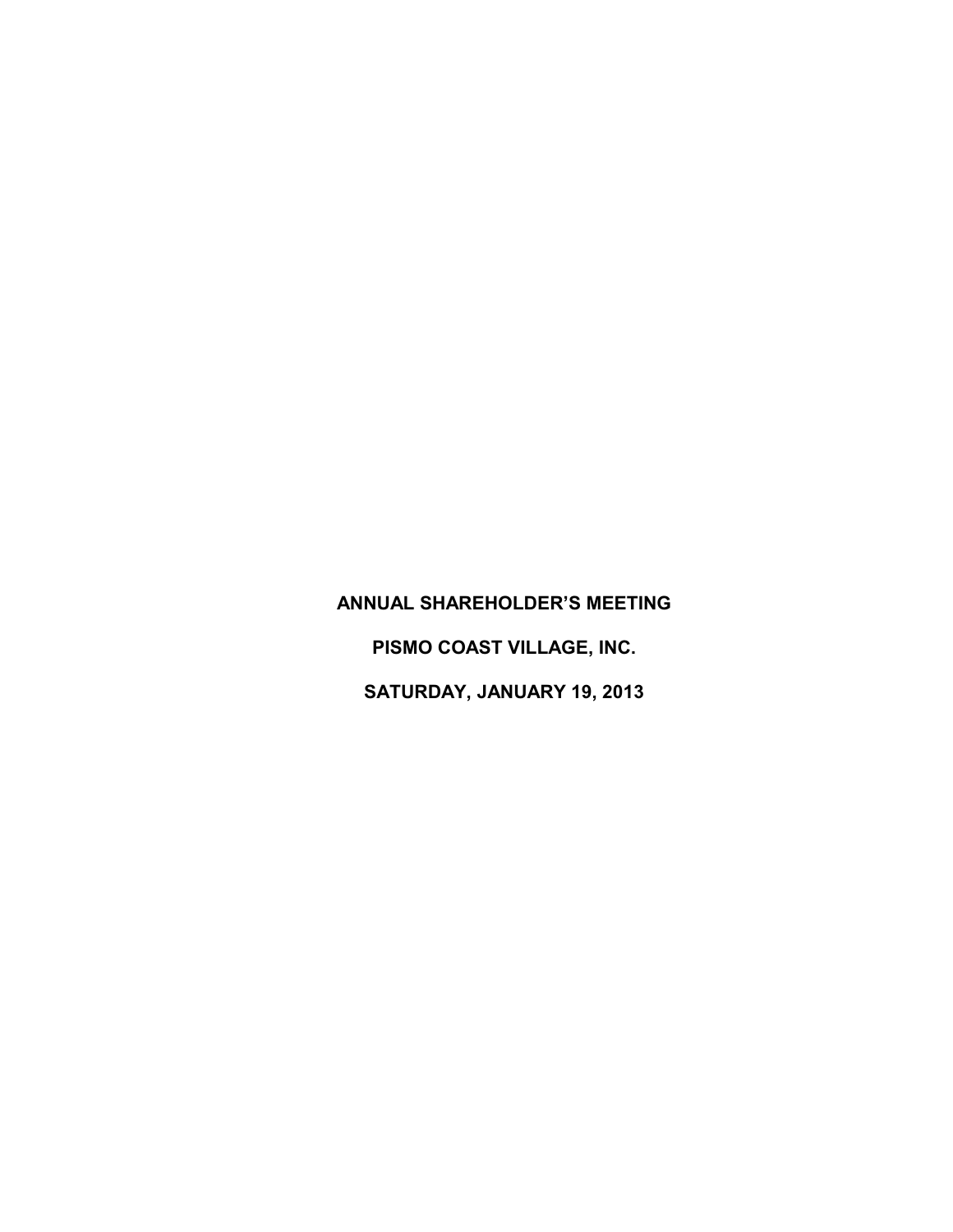# ANNUAL SHAREHOLDER'S MEETING

# PISMO COAST VILLAGE, INC.

# SATURDAY, JANUARY 19, 2013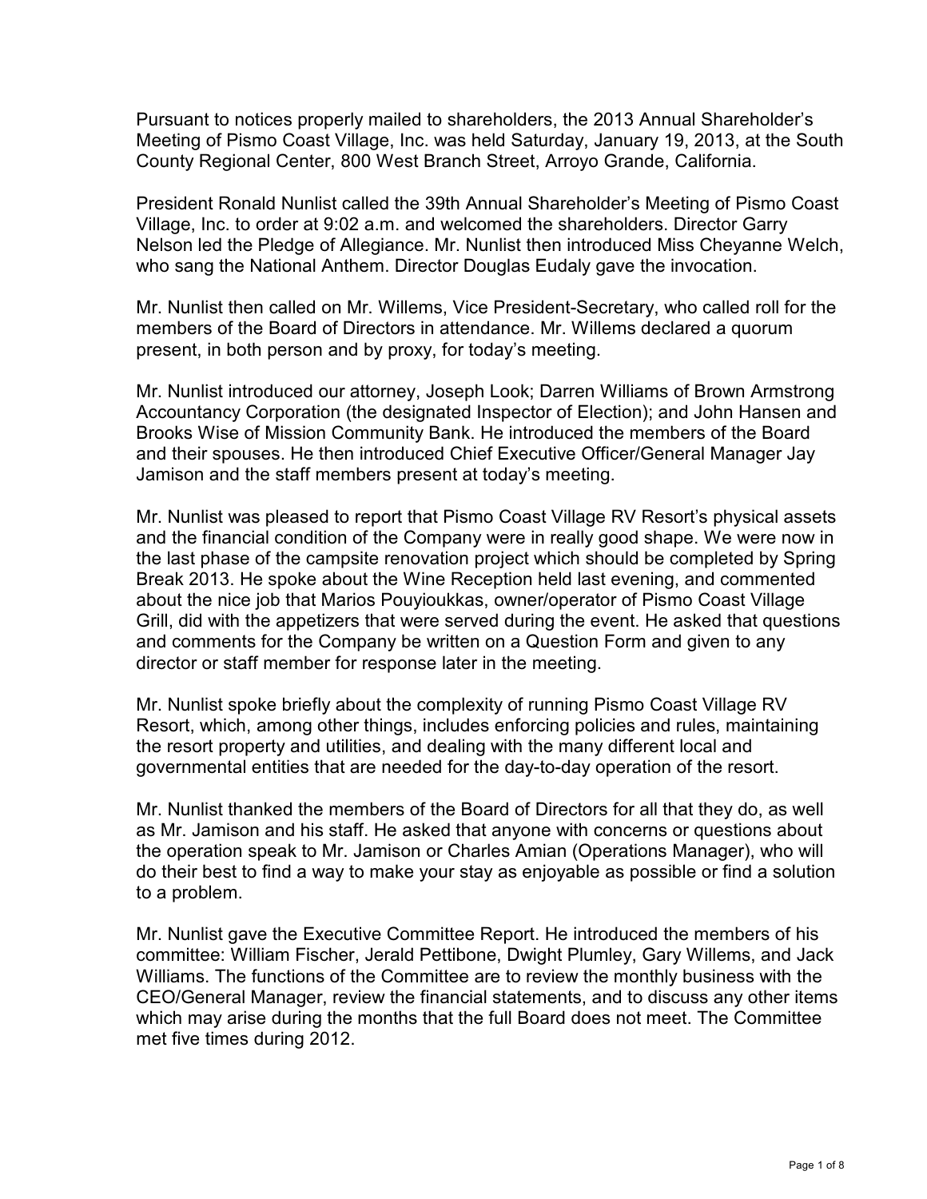Pursuant to notices properly mailed to shareholders, the 2013 Annual Shareholder's Meeting of Pismo Coast Village, Inc. was held Saturday, January 19, 2013, at the South County Regional Center, 800 West Branch Street, Arroyo Grande, California.

President Ronald Nunlist called the 39th Annual Shareholder's Meeting of Pismo Coast Village, Inc. to order at 9:02 a.m. and welcomed the shareholders. Director Garry Nelson led the Pledge of Allegiance. Mr. Nunlist then introduced Miss Cheyanne Welch, who sang the National Anthem. Director Douglas Eudaly gave the invocation.

Mr. Nunlist then called on Mr. Willems, Vice President-Secretary, who called roll for the members of the Board of Directors in attendance. Mr. Willems declared a quorum present, in both person and by proxy, for today's meeting.

Mr. Nunlist introduced our attorney, Joseph Look; Darren Williams of Brown Armstrong Accountancy Corporation (the designated Inspector of Election); and John Hansen and Brooks Wise of Mission Community Bank. He introduced the members of the Board and their spouses. He then introduced Chief Executive Officer/General Manager Jay Jamison and the staff members present at today's meeting.

Mr. Nunlist was pleased to report that Pismo Coast Village RV Resort's physical assets and the financial condition of the Company were in really good shape. We were now in the last phase of the campsite renovation project which should be completed by Spring Break 2013. He spoke about the Wine Reception held last evening, and commented about the nice job that Marios Pouyioukkas, owner/operator of Pismo Coast Village Grill, did with the appetizers that were served during the event. He asked that questions and comments for the Company be written on a Question Form and given to any director or staff member for response later in the meeting.

Mr. Nunlist spoke briefly about the complexity of running Pismo Coast Village RV Resort, which, among other things, includes enforcing policies and rules, maintaining the resort property and utilities, and dealing with the many different local and governmental entities that are needed for the day-to-day operation of the resort.

Mr. Nunlist thanked the members of the Board of Directors for all that they do, as well as Mr. Jamison and his staff. He asked that anyone with concerns or questions about the operation speak to Mr. Jamison or Charles Amian (Operations Manager), who will do their best to find a way to make your stay as enjoyable as possible or find a solution to a problem.

Mr. Nunlist gave the Executive Committee Report. He introduced the members of his committee: William Fischer, Jerald Pettibone, Dwight Plumley, Gary Willems, and Jack Williams. The functions of the Committee are to review the monthly business with the CEO/General Manager, review the financial statements, and to discuss any other items which may arise during the months that the full Board does not meet. The Committee met five times during 2012.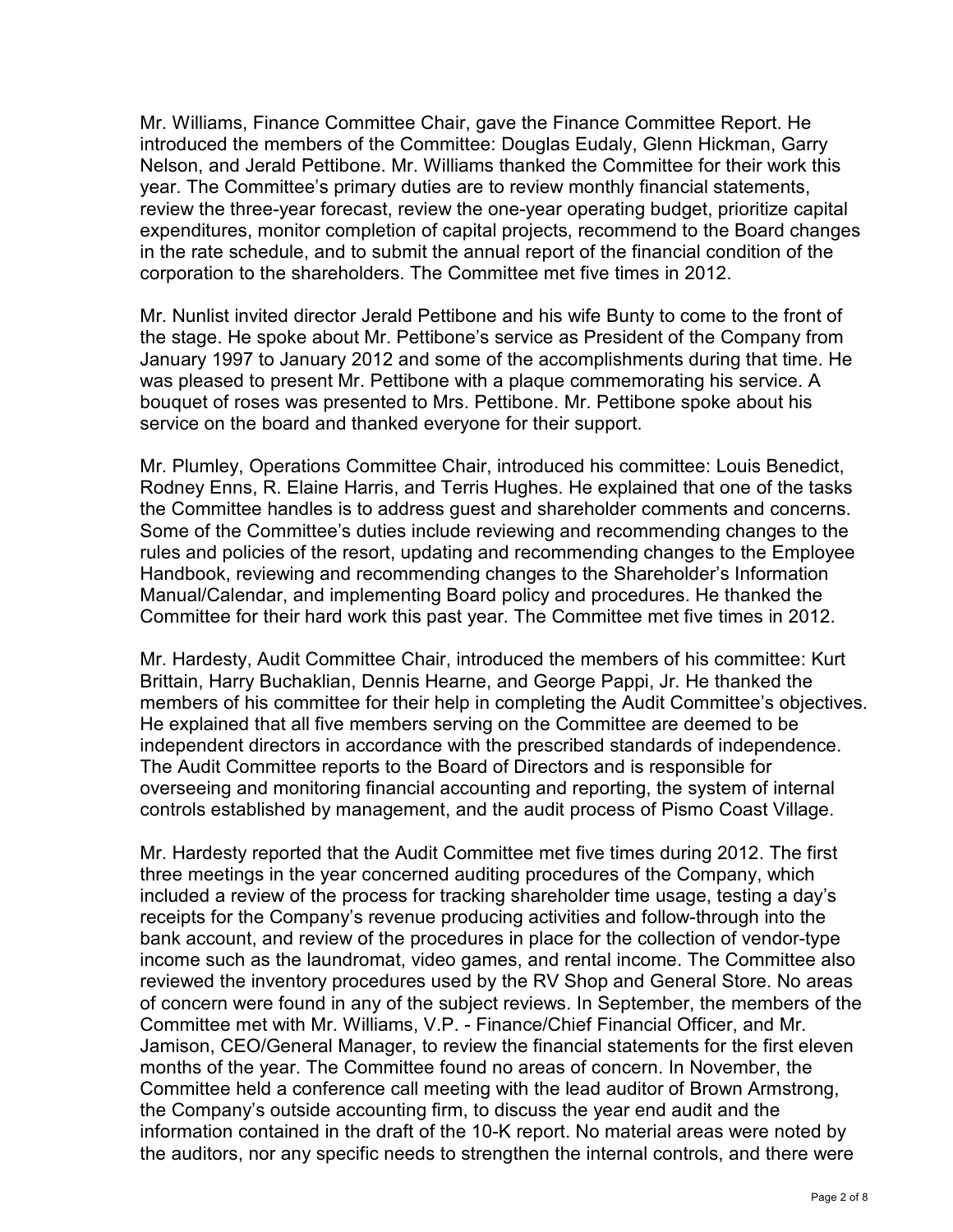Mr. Williams, Finance Committee Chair, gave the Finance Committee Report. He introduced the members of the Committee: Douglas Eudaly, Glenn Hickman, Garry Nelson, and Jerald Pettibone. Mr. Williams thanked the Committee for their work this year. The Committee's primary duties are to review monthly financial statements, review the three-year forecast, review the one-year operating budget, prioritize capital expenditures, monitor completion of capital projects, recommend to the Board changes in the rate schedule, and to submit the annual report of the financial condition of the corporation to the shareholders. The Committee met five times in 2012.

Mr. Nunlist invited director Jerald Pettibone and his wife Bunty to come to the front of the stage. He spoke about Mr. Pettibone's service as President of the Company from January 1997 to January 2012 and some of the accomplishments during that time. He was pleased to present Mr. Pettibone with a plaque commemorating his service. A bouquet of roses was presented to Mrs. Pettibone. Mr. Pettibone spoke about his service on the board and thanked everyone for their support.

Mr. Plumley, Operations Committee Chair, introduced his committee: Louis Benedict, Rodney Enns, R. Elaine Harris, and Terris Hughes. He explained that one of the tasks the Committee handles is to address guest and shareholder comments and concerns. Some of the Committee's duties include reviewing and recommending changes to the rules and policies of the resort, updating and recommending changes to the Employee Handbook, reviewing and recommending changes to the Shareholder's Information Manual/Calendar, and implementing Board policy and procedures. He thanked the Committee for their hard work this past year. The Committee met five times in 2012.

Mr. Hardesty, Audit Committee Chair, introduced the members of his committee: Kurt Brittain, Harry Buchaklian, Dennis Hearne, and George Pappi, Jr. He thanked the members of his committee for their help in completing the Audit Committee's objectives. He explained that all five members serving on the Committee are deemed to be independent directors in accordance with the prescribed standards of independence. The Audit Committee reports to the Board of Directors and is responsible for overseeing and monitoring financial accounting and reporting, the system of internal controls established by management, and the audit process of Pismo Coast Village.

Mr. Hardesty reported that the Audit Committee met five times during 2012. The first three meetings in the year concerned auditing procedures of the Company, which included a review of the process for tracking shareholder time usage, testing a day's receipts for the Company's revenue producing activities and follow-through into the bank account, and review of the procedures in place for the collection of vendor-type income such as the laundromat, video games, and rental income. The Committee also reviewed the inventory procedures used by the RV Shop and General Store. No areas of concern were found in any of the subject reviews. In September, the members of the Committee met with Mr. Williams, V.P. - Finance/Chief Financial Officer, and Mr. Jamison, CEO/General Manager, to review the financial statements for the first eleven months of the year. The Committee found no areas of concern. In November, the Committee held a conference call meeting with the lead auditor of Brown Armstrong, the Company's outside accounting firm, to discuss the year end audit and the information contained in the draft of the 10-K report. No material areas were noted by the auditors, nor any specific needs to strengthen the internal controls, and there were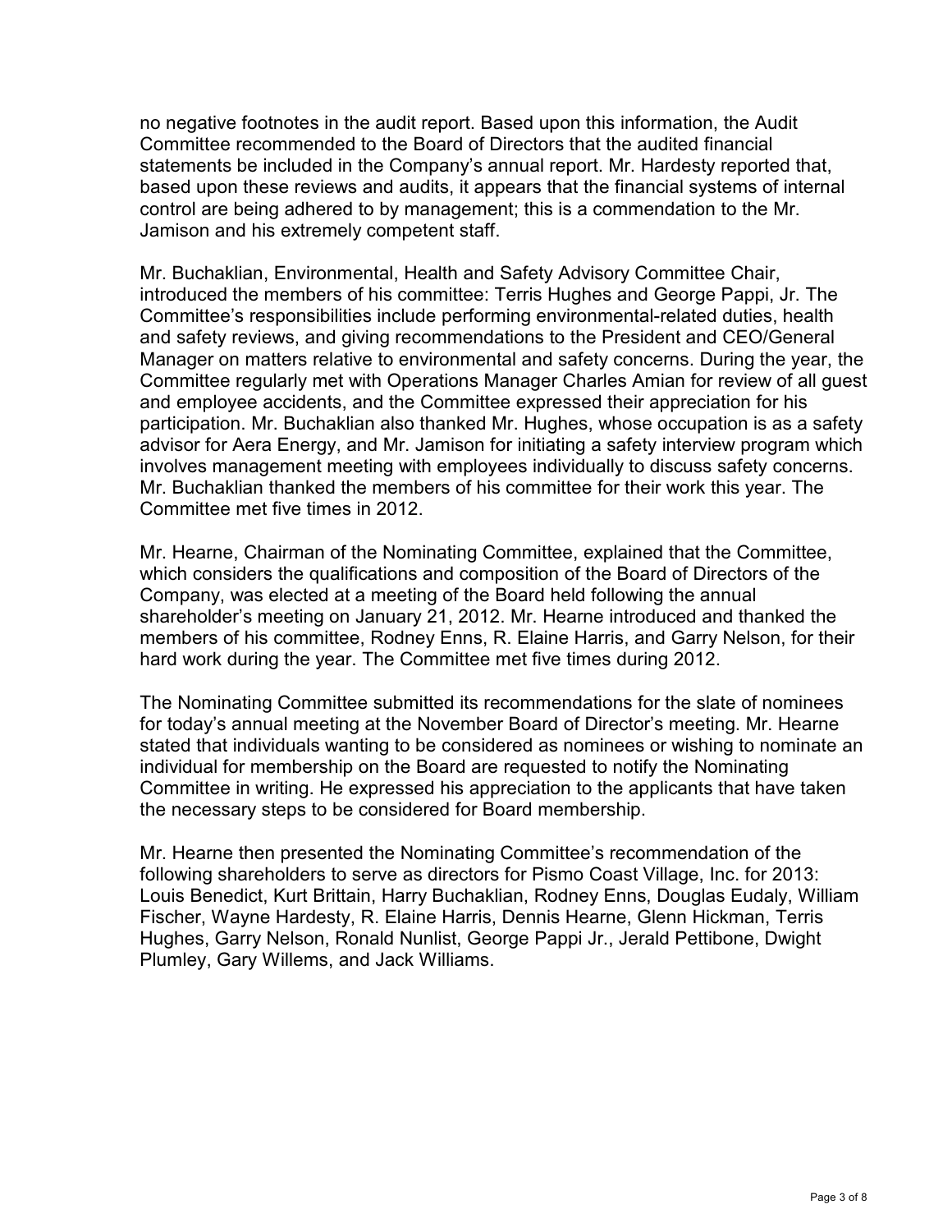no negative footnotes in the audit report. Based upon this information, the Audit Committee recommended to the Board of Directors that the audited financial statements be included in the Company's annual report. Mr. Hardesty reported that, based upon these reviews and audits, it appears that the financial systems of internal control are being adhered to by management; this is a commendation to the Mr. Jamison and his extremely competent staff.

Mr. Buchaklian, Environmental, Health and Safety Advisory Committee Chair, introduced the members of his committee: Terris Hughes and George Pappi, Jr. The Committee's responsibilities include performing environmental-related duties, health and safety reviews, and giving recommendations to the President and CEO/General Manager on matters relative to environmental and safety concerns. During the year, the Committee regularly met with Operations Manager Charles Amian for review of all guest and employee accidents, and the Committee expressed their appreciation for his participation. Mr. Buchaklian also thanked Mr. Hughes, whose occupation is as a safety advisor for Aera Energy, and Mr. Jamison for initiating a safety interview program which involves management meeting with employees individually to discuss safety concerns. Mr. Buchaklian thanked the members of his committee for their work this year. The Committee met five times in 2012.

Mr. Hearne, Chairman of the Nominating Committee, explained that the Committee, which considers the qualifications and composition of the Board of Directors of the Company, was elected at a meeting of the Board held following the annual shareholder's meeting on January 21, 2012. Mr. Hearne introduced and thanked the members of his committee, Rodney Enns, R. Elaine Harris, and Garry Nelson, for their hard work during the year. The Committee met five times during 2012.

The Nominating Committee submitted its recommendations for the slate of nominees for today's annual meeting at the November Board of Director's meeting. Mr. Hearne stated that individuals wanting to be considered as nominees or wishing to nominate an individual for membership on the Board are requested to notify the Nominating Committee in writing. He expressed his appreciation to the applicants that have taken the necessary steps to be considered for Board membership.

Mr. Hearne then presented the Nominating Committee's recommendation of the following shareholders to serve as directors for Pismo Coast Village, Inc. for 2013: Louis Benedict, Kurt Brittain, Harry Buchaklian, Rodney Enns, Douglas Eudaly, William Fischer, Wayne Hardesty, R. Elaine Harris, Dennis Hearne, Glenn Hickman, Terris Hughes, Garry Nelson, Ronald Nunlist, George Pappi Jr., Jerald Pettibone, Dwight Plumley, Gary Willems, and Jack Williams.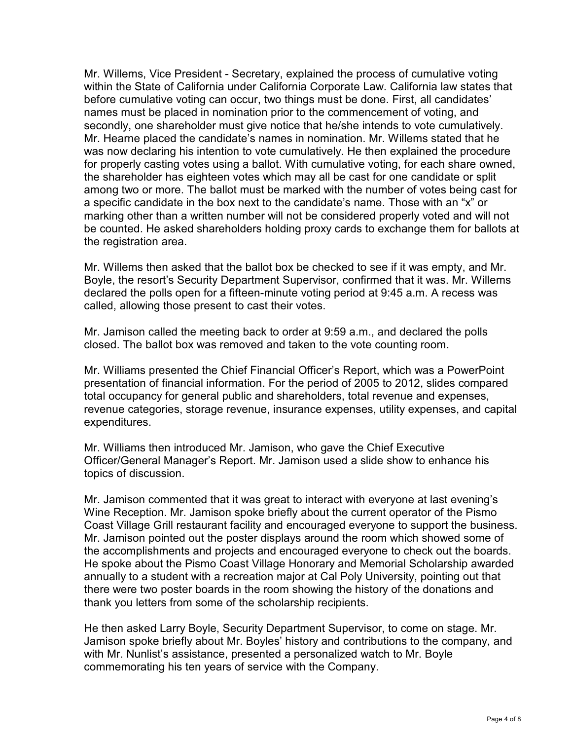Mr. Willems, Vice President - Secretary, explained the process of cumulative voting within the State of California under California Corporate Law. California law states that before cumulative voting can occur, two things must be done. First, all candidates' names must be placed in nomination prior to the commencement of voting, and secondly, one shareholder must give notice that he/she intends to vote cumulatively. Mr. Hearne placed the candidate's names in nomination. Mr. Willems stated that he was now declaring his intention to vote cumulatively. He then explained the procedure for properly casting votes using a ballot. With cumulative voting, for each share owned, the shareholder has eighteen votes which may all be cast for one candidate or split among two or more. The ballot must be marked with the number of votes being cast for a specific candidate in the box next to the candidate's name. Those with an "x" or marking other than a written number will not be considered properly voted and will not be counted. He asked shareholders holding proxy cards to exchange them for ballots at the registration area.

Mr. Willems then asked that the ballot box be checked to see if it was empty, and Mr. Boyle, the resort's Security Department Supervisor, confirmed that it was. Mr. Willems declared the polls open for a fifteen-minute voting period at 9:45 a.m. A recess was called, allowing those present to cast their votes.

Mr. Jamison called the meeting back to order at 9:59 a.m., and declared the polls closed. The ballot box was removed and taken to the vote counting room.

Mr. Williams presented the Chief Financial Officer's Report, which was a PowerPoint presentation of financial information. For the period of 2005 to 2012, slides compared total occupancy for general public and shareholders, total revenue and expenses, revenue categories, storage revenue, insurance expenses, utility expenses, and capital expenditures.

Mr. Williams then introduced Mr. Jamison, who gave the Chief Executive Officer/General Manager's Report. Mr. Jamison used a slide show to enhance his topics of discussion.

Mr. Jamison commented that it was great to interact with everyone at last evening's Wine Reception. Mr. Jamison spoke briefly about the current operator of the Pismo Coast Village Grill restaurant facility and encouraged everyone to support the business. Mr. Jamison pointed out the poster displays around the room which showed some of the accomplishments and projects and encouraged everyone to check out the boards. He spoke about the Pismo Coast Village Honorary and Memorial Scholarship awarded annually to a student with a recreation major at Cal Poly University, pointing out that there were two poster boards in the room showing the history of the donations and thank you letters from some of the scholarship recipients.

He then asked Larry Boyle, Security Department Supervisor, to come on stage. Mr. Jamison spoke briefly about Mr. Boyles' history and contributions to the company, and with Mr. Nunlist's assistance, presented a personalized watch to Mr. Boyle commemorating his ten years of service with the Company.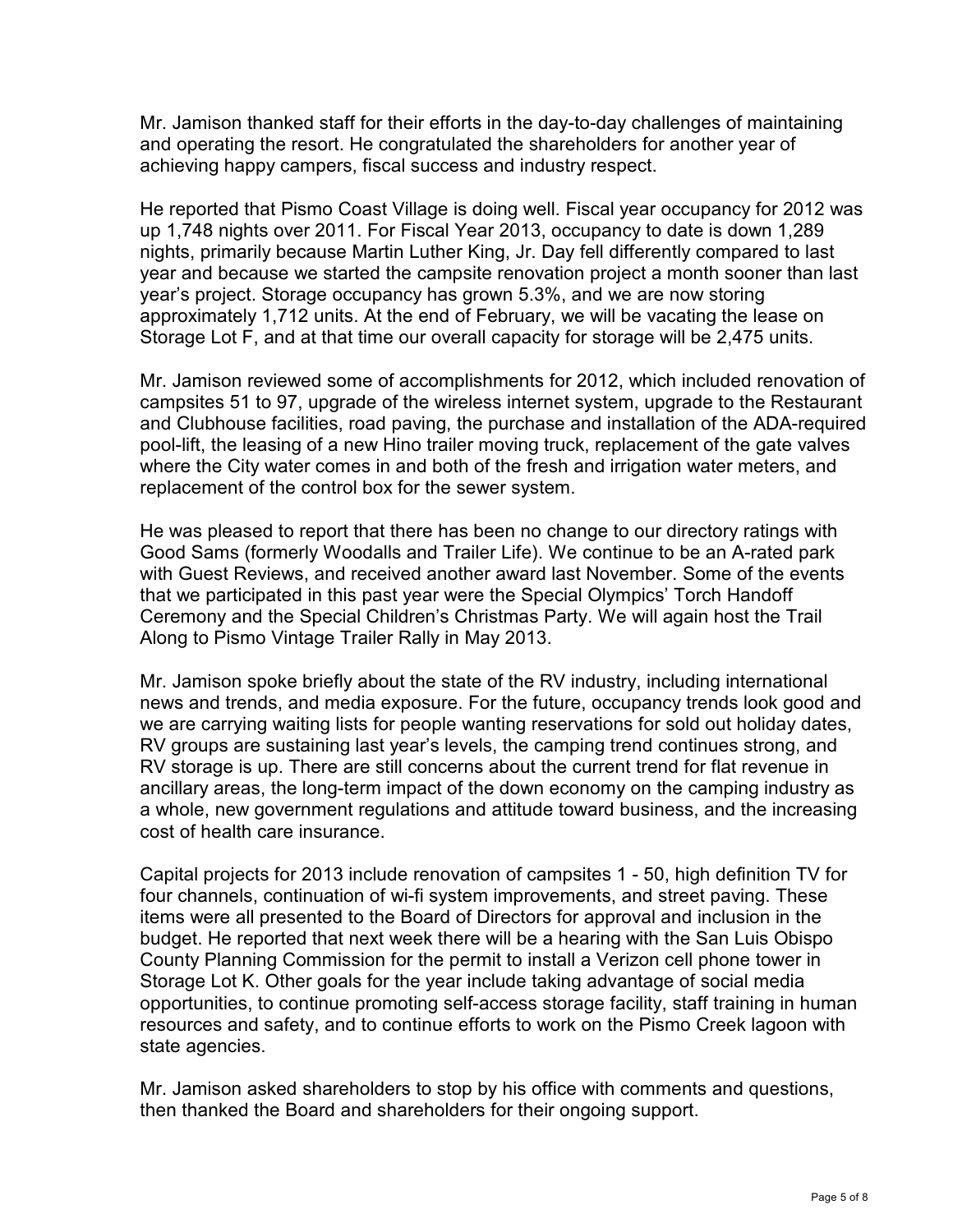Mr. Jamison thanked staff for their efforts in the day-to-day challenges of maintaining and operating the resort. He congratulated the shareholders for another year of achieving happy campers, fiscal success and industry respect.

He reported that Pismo Coast Village is doing well. Fiscal year occupancy for 2012 was up 1,748 nights over 2011. For Fiscal Year 2013, occupancy to date is down 1,289 nights, primarily because Martin Luther King, Jr. Day fell differently compared to last year and because we started the campsite renovation project a month sooner than last year's project. Storage occupancy has grown 5.3%, and we are now storing approximately 1,712 units. At the end of February, we will be vacating the lease on Storage Lot F, and at that time our overall capacity for storage will be 2,475 units.

Mr. Jamison reviewed some of accomplishments for 2012, which included renovation of campsites 51 to 97, upgrade of the wireless internet system, upgrade to the Restaurant and Clubhouse facilities, road paving, the purchase and installation of the ADA-required pool-lift, the leasing of a new Hino trailer moving truck, replacement of the gate valves where the City water comes in and both of the fresh and irrigation water meters, and replacement of the control box for the sewer system.

He was pleased to report that there has been no change to our directory ratings with Good Sams (formerly Woodalls and Trailer Life). We continue to be an A-rated park with Guest Reviews, and received another award last November. Some of the events that we participated in this past year were the Special Olympics' Torch Handoff Ceremony and the Special Children's Christmas Party. We will again host the Trail Along to Pismo Vintage Trailer Rally in May 2013.

Mr. Jamison spoke briefly about the state of the RV industry, including international news and trends, and media exposure. For the future, occupancy trends look good and we are carrying waiting lists for people wanting reservations for sold out holiday dates, RV groups are sustaining last year's levels, the camping trend continues strong, and RV storage is up. There are still concerns about the current trend for flat revenue in ancillary areas, the long-term impact of the down economy on the camping industry as a whole, new government regulations and attitude toward business, and the increasing cost of health care insurance.

Capital projects for 2013 include renovation of campsites 1 - 50, high definition TV for four channels, continuation of wi-fi system improvements, and street paving. These items were all presented to the Board of Directors for approval and inclusion in the budget. He reported that next week there will be a hearing with the San Luis Obispo County Planning Commission for the permit to install a Verizon cell phone tower in Storage Lot K. Other goals for the year include taking advantage of social media opportunities, to continue promoting self-access storage facility, staff training in human resources and safety, and to continue efforts to work on the Pismo Creek lagoon with state agencies.

Mr. Jamison asked shareholders to stop by his office with comments and questions, then thanked the Board and shareholders for their ongoing support.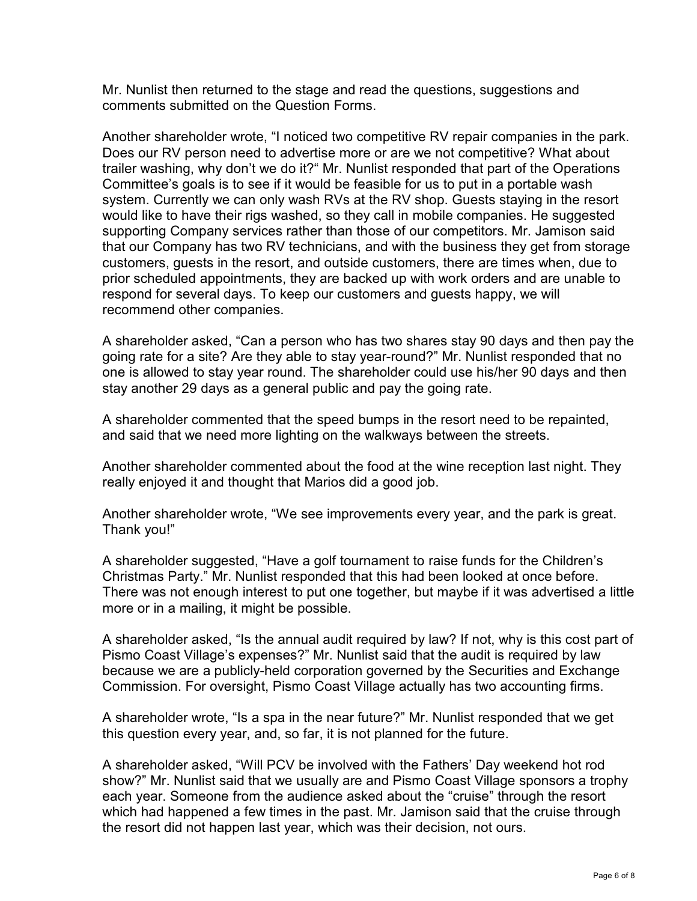Mr. Nunlist then returned to the stage and read the questions, suggestions and comments submitted on the Question Forms.

Another shareholder wrote, "I noticed two competitive RV repair companies in the park. Does our RV person need to advertise more or are we not competitive? What about trailer washing, why don't we do it?" Mr. Nunlist responded that part of the Operations Committee's goals is to see if it would be feasible for us to put in a portable wash system. Currently we can only wash RVs at the RV shop. Guests staying in the resort would like to have their rigs washed, so they call in mobile companies. He suggested supporting Company services rather than those of our competitors. Mr. Jamison said that our Company has two RV technicians, and with the business they get from storage customers, guests in the resort, and outside customers, there are times when, due to prior scheduled appointments, they are backed up with work orders and are unable to respond for several days. To keep our customers and guests happy, we will recommend other companies.

A shareholder asked, "Can a person who has two shares stay 90 days and then pay the going rate for a site? Are they able to stay year-round?" Mr. Nunlist responded that no one is allowed to stay year round. The shareholder could use his/her 90 days and then stay another 29 days as a general public and pay the going rate.

A shareholder commented that the speed bumps in the resort need to be repainted, and said that we need more lighting on the walkways between the streets.

Another shareholder commented about the food at the wine reception last night. They really enjoyed it and thought that Marios did a good job.

Another shareholder wrote, "We see improvements every year, and the park is great. Thank you!"

A shareholder suggested, "Have a golf tournament to raise funds for the Children's Christmas Party." Mr. Nunlist responded that this had been looked at once before. There was not enough interest to put one together, but maybe if it was advertised a little more or in a mailing, it might be possible.

A shareholder asked, "Is the annual audit required by law? If not, why is this cost part of Pismo Coast Village's expenses?" Mr. Nunlist said that the audit is required by law because we are a publicly-held corporation governed by the Securities and Exchange Commission. For oversight, Pismo Coast Village actually has two accounting firms.

A shareholder wrote, "Is a spa in the near future?" Mr. Nunlist responded that we get this question every year, and, so far, it is not planned for the future.

A shareholder asked, "Will PCV be involved with the Fathers' Day weekend hot rod show?" Mr. Nunlist said that we usually are and Pismo Coast Village sponsors a trophy each year. Someone from the audience asked about the "cruise" through the resort which had happened a few times in the past. Mr. Jamison said that the cruise through the resort did not happen last year, which was their decision, not ours.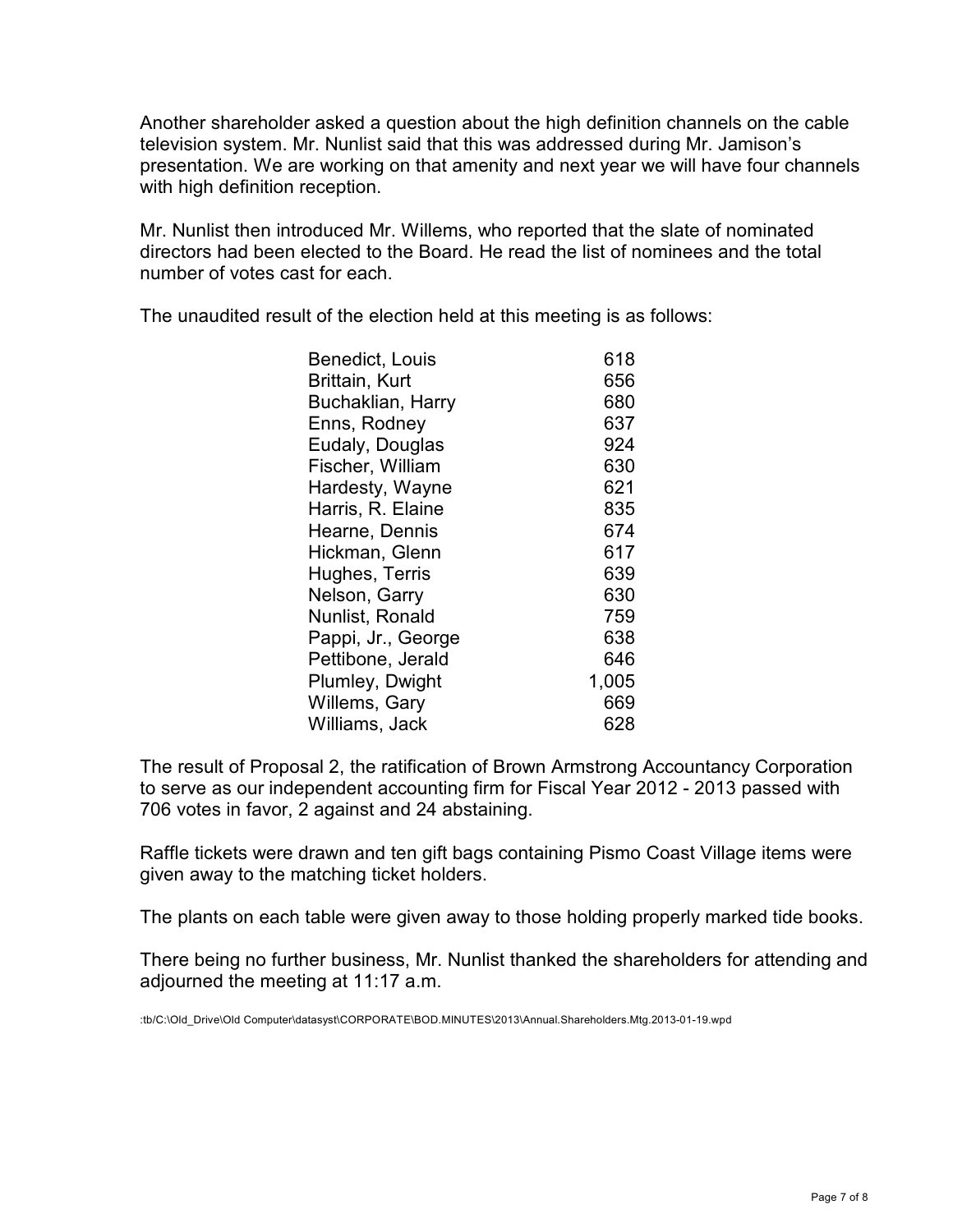Another shareholder asked a question about the high definition channels on the cable television system. Mr. Nunlist said that this was addressed during Mr. Jamison's presentation. We are working on that amenity and next year we will have four channels with high definition reception.

Mr. Nunlist then introduced Mr. Willems, who reported that the slate of nominated directors had been elected to the Board. He read the list of nominees and the total number of votes cast for each.

The unaudited result of the election held at this meeting is as follows:

| Nominee | Votes |
|---|---|
| Benedict, Louis | 618 |
| Brittain, Kurt | 656 |
| Buchaklian, Harry | 680 |
| Enns, Rodney | 637 |
| Eudaly, Douglas | 924 |
| Fischer, William | 630 |
| Hardesty, Wayne | 621 |
| Harris, R. Elaine | 835 |
| Hearne, Dennis | 674 |
| Hickman, Glenn | 617 |
| Hughes, Terris | 639 |
| Nelson, Garry | 630 |
| Nunlist, Ronald | 759 |
| Pappi, Jr., George | 638 |
| Pettibone, Jerald | 646 |
| Plumley, Dwight | 1,005 |
| Willems, Gary | 669 |
| Williams, Jack | 628 |

The result of Proposal 2, the ratification of Brown Armstrong Accountancy Corporation to serve as our independent accounting firm for Fiscal Year 2012 - 2013 passed with 706 votes in favor, 2 against and 24 abstaining.

Raffle tickets were drawn and ten gift bags containing Pismo Coast Village items were given away to the matching ticket holders.

The plants on each table were given away to those holding properly marked tide books.

There being no further business, Mr. Nunlist thanked the shareholders for attending and adjourned the meeting at 11:17 a.m.

:tb/C:\Old_Drive\Old Computer\datasyst\CORPORATE\BOD.MINUTES\2013\Annual.Shareholders.Mtg.2013-01-19.wpd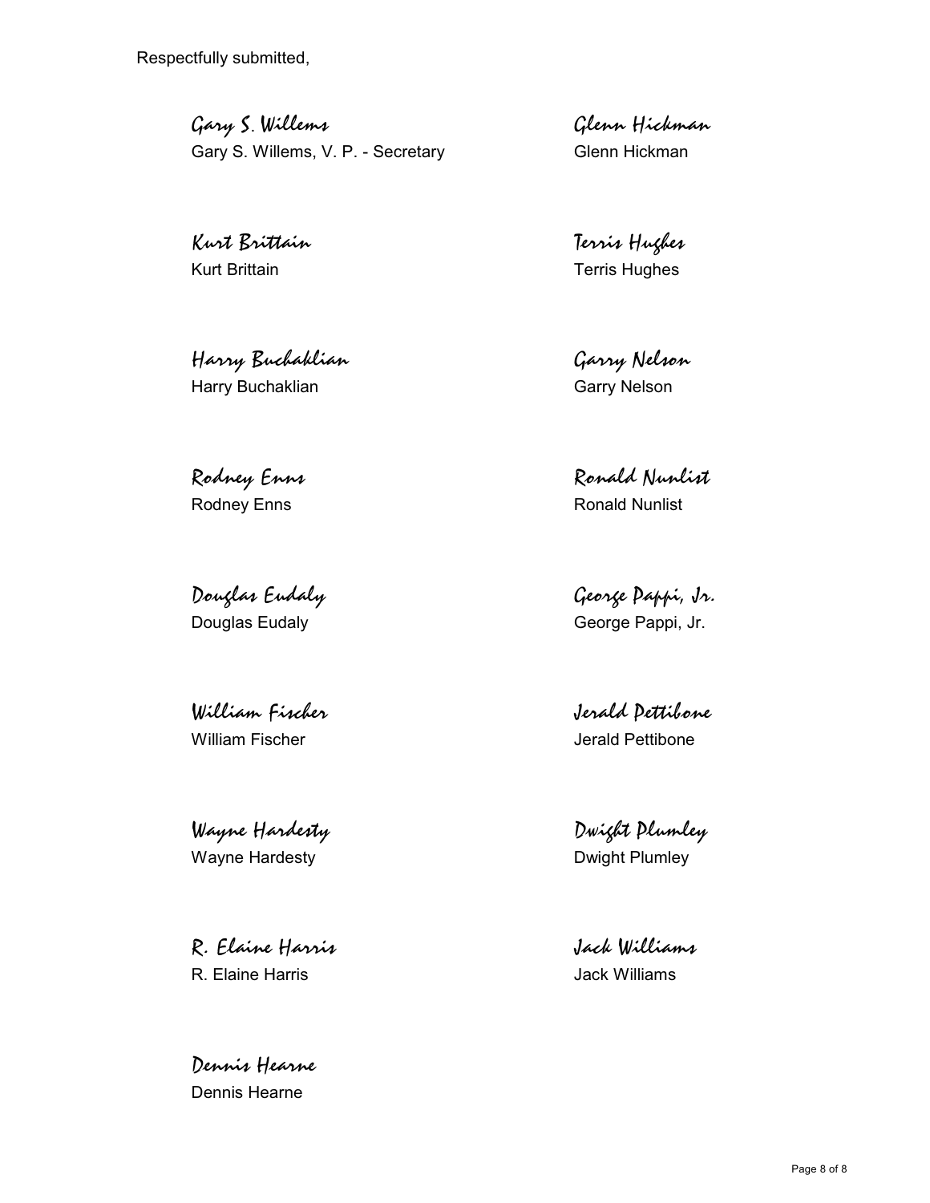Respectfully submitted,

*Gary S. Willems*
Gary S. Willems, V. P. - Secretary

*Kurt Brittain*
Kurt Brittain

*Harry Buchaklian*
Harry Buchaklian

*Rodney Enns*
Rodney Enns

*Douglas Eudaly*
Douglas Eudaly

*William Fischer*
William Fischer

*Wayne Hardesty*
Wayne Hardesty

*R. Elaine Harris*
R. Elaine Harris

*Dennis Hearne*
Dennis Hearne

*Glenn Hickman*
Glenn Hickman

*Terris Hughes*
Terris Hughes

*Garry Nelson*
Garry Nelson

*Ronald Nunlist*
Ronald Nunlist

*George Pappi, Jr.*
George Pappi, Jr.

*Jerald Pettibone*
Jerald Pettibone

*Dwight Plumley*
Dwight Plumley

*Jack Williams*
Jack Williams